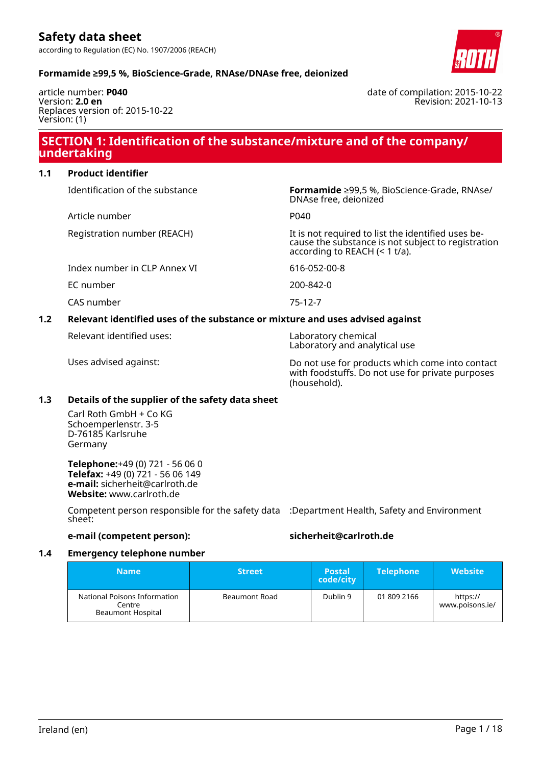# Safety data sheet

according to Regulation (EC) No. 1907/2006 (REACH)

**Formamide ≥99,5 %, BioScience-Grade, RNAse/DNAse free, deionized**

article number: **P040**
Version: **2.0 en**
Replaces version of: 2015-10-22
Version: (1)

date of compilation: 2015-10-22
Revision: 2021-10-13

## SECTION 1: Identification of the substance/mixture and of the company/undertaking

### 1.1 Product identifier

| | |
|---|---|
| Identification of the substance | **Formamide** ≥99,5 %, BioScience-Grade, RNAse/DNAse free, deionized |
| Article number | P040 |
| Registration number (REACH) | It is not required to list the identified uses because the substance is not subject to registration according to REACH (< 1 t/a). |
| Index number in CLP Annex VI | 616-052-00-8 |
| EC number | 200-842-0 |
| CAS number | 75-12-7 |

### 1.2 Relevant identified uses of the substance or mixture and uses advised against

| | |
|---|---|
| Relevant identified uses: | Laboratory chemical<br>Laboratory and analytical use |
| Uses advised against: | Do not use for products which come into contact with foodstuffs. Do not use for private purposes (household). |

### 1.3 Details of the supplier of the safety data sheet

Carl Roth GmbH + Co KG
Schoemperlenstr. 3-5
D-76185 Karlsruhe
Germany

**Telephone:**+49 (0) 721 - 56 06 0
**Telefax:** +49 (0) 721 - 56 06 149
**e-mail:** sicherheit@carlroth.de
**Website:** www.carlroth.de

Competent person responsible for the safety data sheet: :Department Health, Safety and Environment

**e-mail (competent person):** **sicherheit@carlroth.de**

### 1.4 Emergency telephone number

| Name | Street | Postal code/city | Telephone | Website |
|---|---|---|---|---|
| National Poisons Information Centre<br>Beaumont Hospital | Beaumont Road | Dublin 9 | 01 809 2166 | https://www.poisons.ie/ |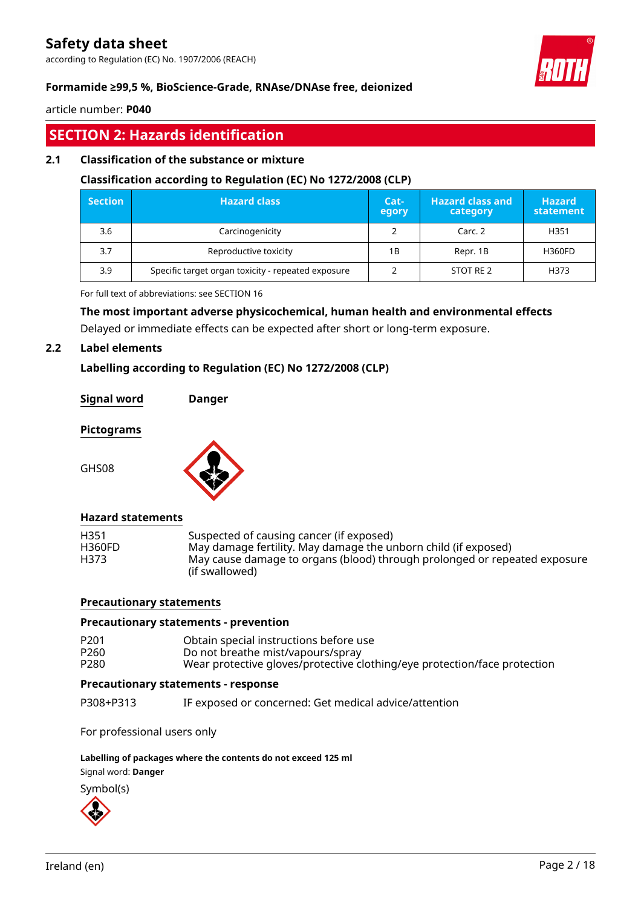## SECTION 2: Hazards identification

### 2.1 Classification of the substance or mixture

**Classification according to Regulation (EC) No 1272/2008 (CLP)**

| Section | Hazard class | Category | Hazard class and category | Hazard statement |
|---|---|---|---|---|
| 3.6 | Carcinogenicity | 2 | Carc. 2 | H351 |
| 3.7 | Reproductive toxicity | 1B | Repr. 1B | H360FD |
| 3.9 | Specific target organ toxicity - repeated exposure | 2 | STOT RE 2 | H373 |

For full text of abbreviations: see SECTION 16

**The most important adverse physicochemical, human health and environmental effects**

Delayed or immediate effects can be expected after short or long-term exposure.

### 2.2 Label elements

**Labelling according to Regulation (EC) No 1272/2008 (CLP)**

**Signal word** **Danger**

**Pictograms**

GHS08

**Hazard statements**

| | |
|---|---|
| H351 | Suspected of causing cancer (if exposed) |
| H360FD | May damage fertility. May damage the unborn child (if exposed) |
| H373 | May cause damage to organs (blood) through prolonged or repeated exposure (if swallowed) |

**Precautionary statements**

**Precautionary statements - prevention**

| | |
|---|---|
| P201 | Obtain special instructions before use |
| P260 | Do not breathe mist/vapours/spray |
| P280 | Wear protective gloves/protective clothing/eye protection/face protection |

**Precautionary statements - response**

| | |
|---|---|
| P308+P313 | IF exposed or concerned: Get medical advice/attention |

For professional users only

**Labelling of packages where the contents do not exceed 125 ml**

Signal word: **Danger**

Symbol(s)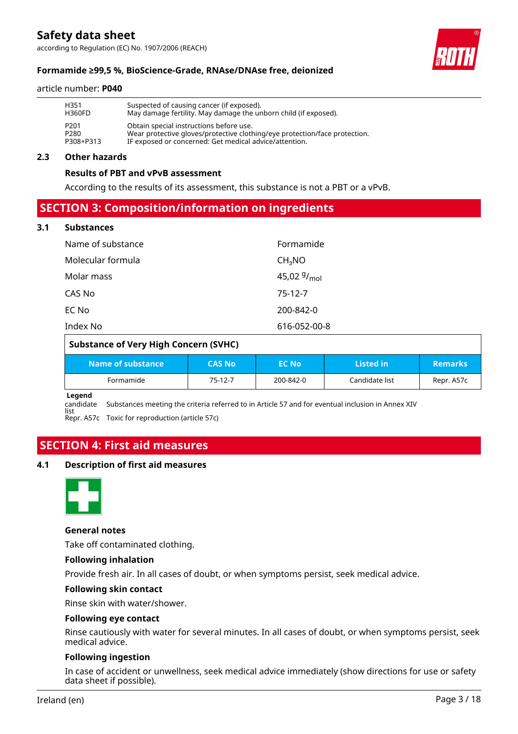| | |
|---|---|
| H351 | Suspected of causing cancer (if exposed). |
| H360FD | May damage fertility. May damage the unborn child (if exposed). |
| P201 | Obtain special instructions before use. |
| P280 | Wear protective gloves/protective clothing/eye protection/face protection. |
| P308+P313 | IF exposed or concerned: Get medical advice/attention. |

### 2.3 Other hazards

**Results of PBT and vPvB assessment**

According to the results of its assessment, this substance is not a PBT or a vPvB.

## SECTION 3: Composition/information on ingredients

### 3.1 Substances

| | |
|---|---|
| Name of substance | Formamide |
| Molecular formula | $CH_3NO$ |
| Molar mass | 45,02 $^{g}/_{mol}$ |
| CAS No | 75-12-7 |
| EC No | 200-842-0 |
| Index No | 616-052-00-8 |

**Substance of Very High Concern (SVHC)**

| Name of substance | CAS No | EC No | Listed in | Remarks |
|---|---|---|---|---|
| Formamide | 75-12-7 | 200-842-0 | Candidate list | Repr. A57c |

**Legend**

| | |
|---|---|
| candidate list | Substances meeting the criteria referred to in Article 57 and for eventual inclusion in Annex XIV |
| Repr. A57c | Toxic for reproduction (article 57c) |

## SECTION 4: First aid measures

### 4.1 Description of first aid measures

**General notes**

Take off contaminated clothing.

**Following inhalation**

Provide fresh air. In all cases of doubt, or when symptoms persist, seek medical advice.

**Following skin contact**

Rinse skin with water/shower.

**Following eye contact**

Rinse cautiously with water for several minutes. In all cases of doubt, or when symptoms persist, seek medical advice.

**Following ingestion**

In case of accident or unwellness, seek medical advice immediately (show directions for use or safety data sheet if possible).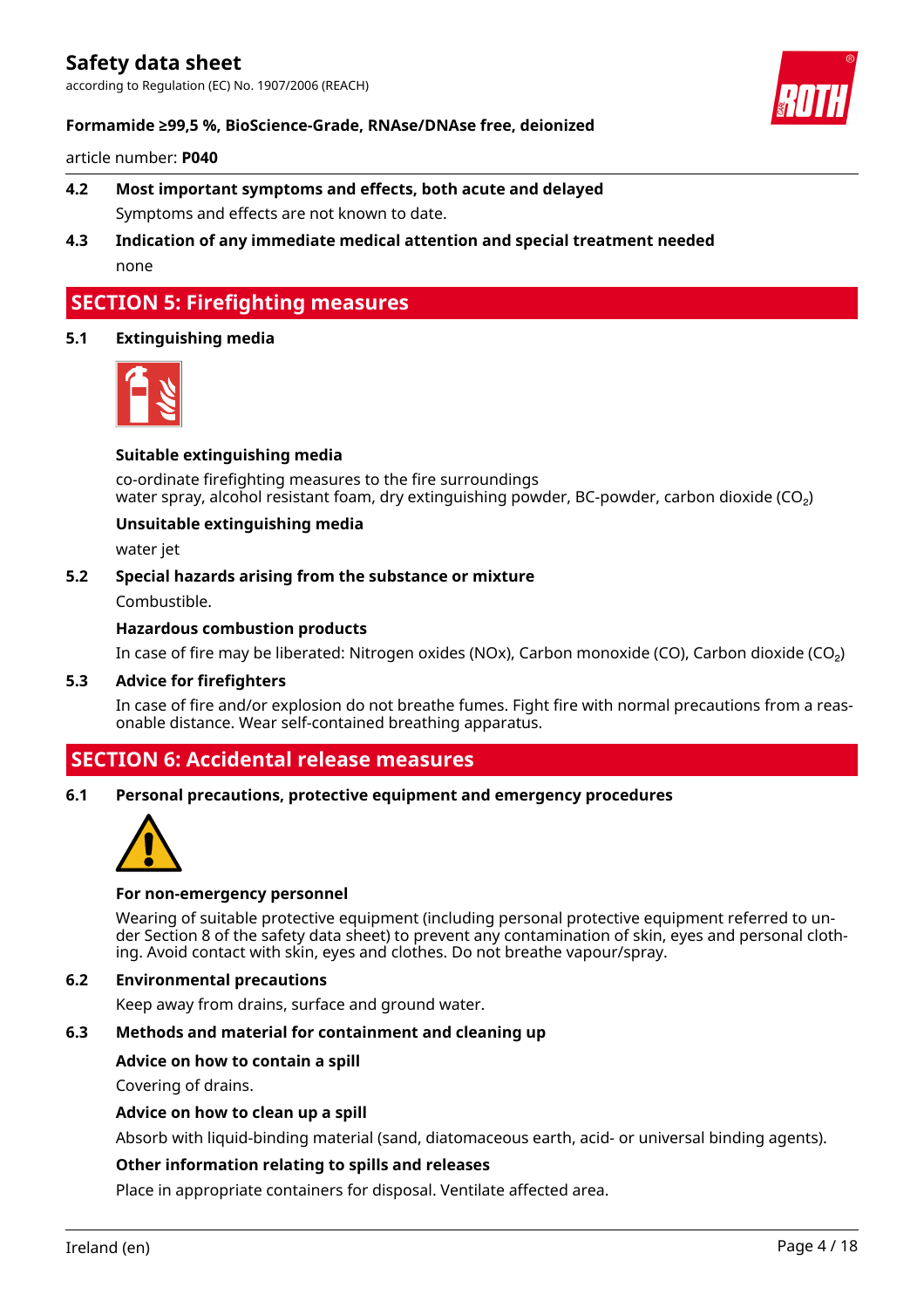### 4.2 Most important symptoms and effects, both acute and delayed

Symptoms and effects are not known to date.

### 4.3 Indication of any immediate medical attention and special treatment needed

none

## SECTION 5: Firefighting measures

### 5.1 Extinguishing media

**Suitable extinguishing media**

co-ordinate firefighting measures to the fire surroundings
water spray, alcohol resistant foam, dry extinguishing powder, BC-powder, carbon dioxide ($CO_2$)

**Unsuitable extinguishing media**

water jet

### 5.2 Special hazards arising from the substance or mixture

Combustible.

**Hazardous combustion products**

In case of fire may be liberated: Nitrogen oxides (NOx), Carbon monoxide (CO), Carbon dioxide ($CO_2$)

### 5.3 Advice for firefighters

In case of fire and/or explosion do not breathe fumes. Fight fire with normal precautions from a reasonable distance. Wear self-contained breathing apparatus.

## SECTION 6: Accidental release measures

### 6.1 Personal precautions, protective equipment and emergency procedures

**For non-emergency personnel**

Wearing of suitable protective equipment (including personal protective equipment referred to under Section 8 of the safety data sheet) to prevent any contamination of skin, eyes and personal clothing. Avoid contact with skin, eyes and clothes. Do not breathe vapour/spray.

### 6.2 Environmental precautions

Keep away from drains, surface and ground water.

### 6.3 Methods and material for containment and cleaning up

**Advice on how to contain a spill**

Covering of drains.

**Advice on how to clean up a spill**

Absorb with liquid-binding material (sand, diatomaceous earth, acid- or universal binding agents).

**Other information relating to spills and releases**

Place in appropriate containers for disposal. Ventilate affected area.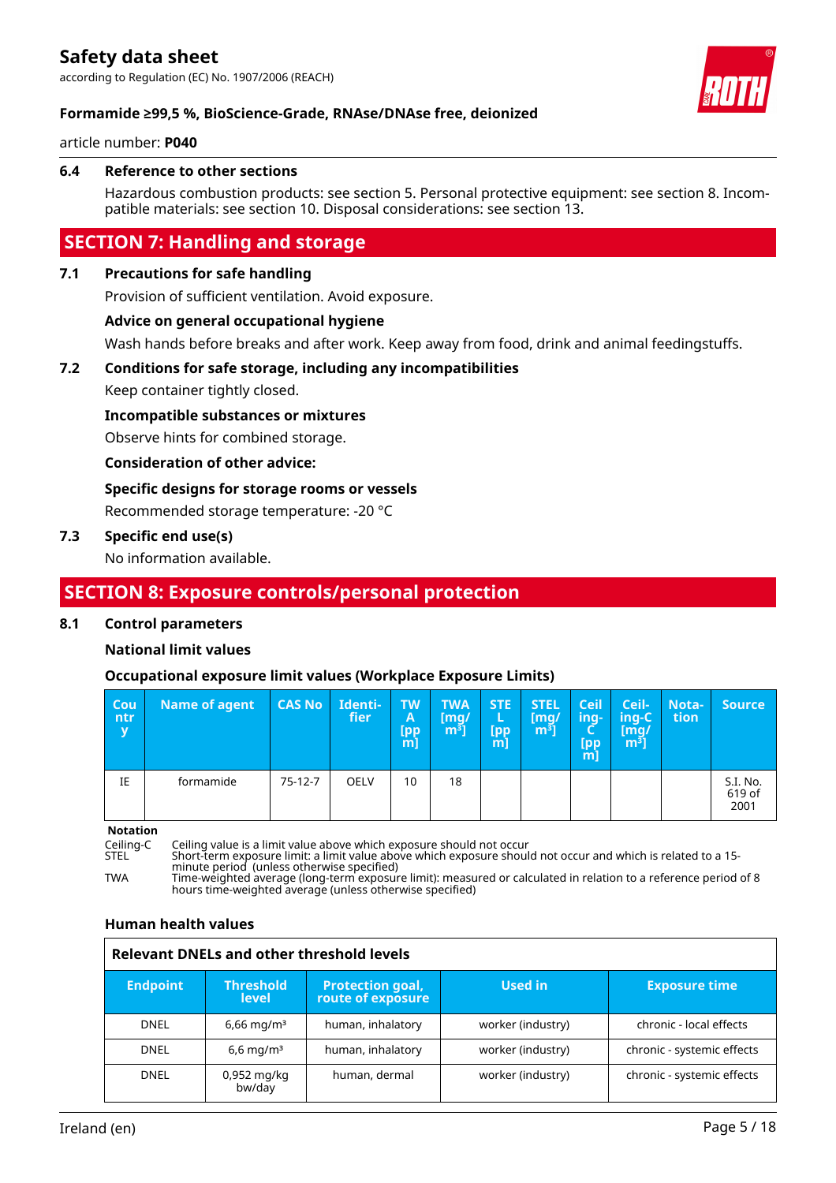### 6.4 Reference to other sections

Hazardous combustion products: see section 5. Personal protective equipment: see section 8. Incompatible materials: see section 10. Disposal considerations: see section 13.

## SECTION 7: Handling and storage

### 7.1 Precautions for safe handling

Provision of sufficient ventilation. Avoid exposure.

**Advice on general occupational hygiene**

Wash hands before breaks and after work. Keep away from food, drink and animal feedingstuffs.

### 7.2 Conditions for safe storage, including any incompatibilities

Keep container tightly closed.

**Incompatible substances or mixtures**

Observe hints for combined storage.

**Consideration of other advice:**

**Specific designs for storage rooms or vessels**

Recommended storage temperature: -20 °C

### 7.3 Specific end use(s)

No information available.

## SECTION 8: Exposure controls/personal protection

### 8.1 Control parameters

**National limit values**

**Occupational exposure limit values (Workplace Exposure Limits)**

| Country | Name of agent | CAS No | Identifier | TWA [ppm] | TWA [mg/m³] | STEL [ppm] | STEL [mg/m³] | Ceiling-C [ppm] | Ceiling-C [mg/m³] | Notation | Source |
|---|---|---|---|---|---|---|---|---|---|---|---|
| IE | formamide | 75-12-7 | OELV | 10 | 18 | | | | | | S.I. No. 619 of 2001 |

**Notation**

Ceiling-C Ceiling value is a limit value above which exposure should not occur
STEL Short-term exposure limit: a limit value above which exposure should not occur and which is related to a 15-minute period (unless otherwise specified)
TWA Time-weighted average (long-term exposure limit): measured or calculated in relation to a reference period of 8 hours time-weighted average (unless otherwise specified)

**Human health values**

**Relevant DNELs and other threshold levels**

| Endpoint | Threshold level | Protection goal, route of exposure | Used in | Exposure time |
|---|---|---|---|---|
| DNEL | 6,66 mg/m³ | human, inhalatory | worker (industry) | chronic - local effects |
| DNEL | 6,6 mg/m³ | human, inhalatory | worker (industry) | chronic - systemic effects |
| DNEL | 0,952 mg/kg bw/day | human, dermal | worker (industry) | chronic - systemic effects |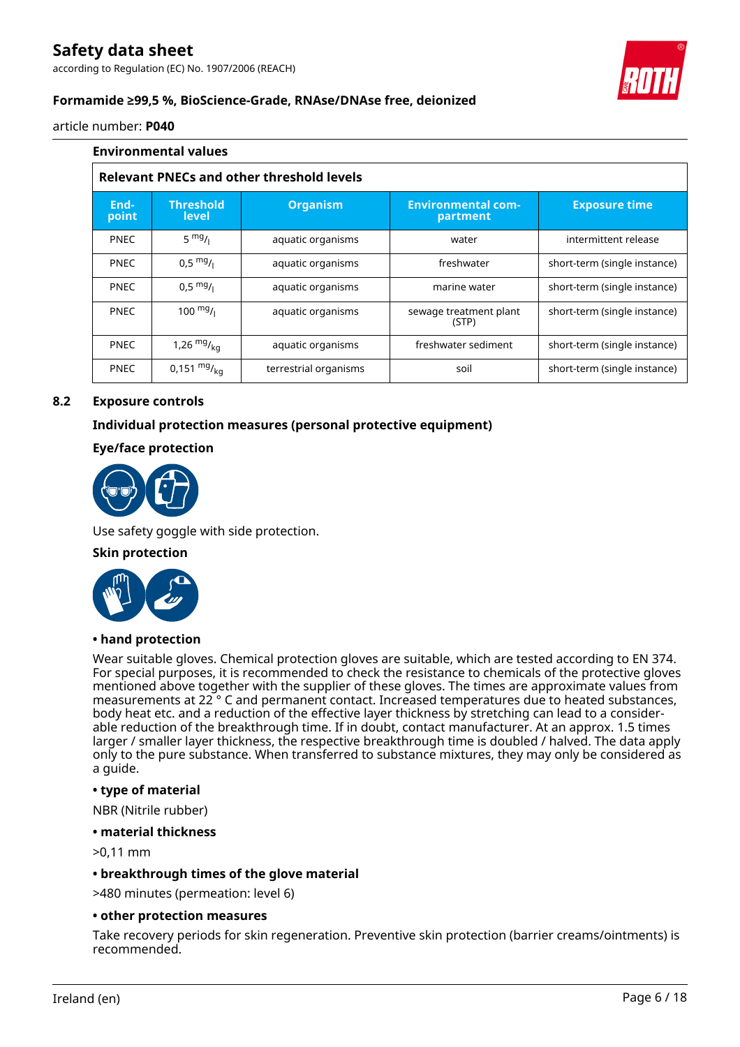**Environmental values**

**Relevant PNECs and other threshold levels**

| End-point | Threshold level | Organism | Environmental com-partment | Exposure time |
|---|---|---|---|---|
| PNEC | 5 $^{mg}/_{l}$ | aquatic organisms | water | intermittent release |
| PNEC | 0,5 $^{mg}/_{l}$ | aquatic organisms | freshwater | short-term (single instance) |
| PNEC | 0,5 $^{mg}/_{l}$ | aquatic organisms | marine water | short-term (single instance) |
| PNEC | 100 $^{mg}/_{l}$ | aquatic organisms | sewage treatment plant (STP) | short-term (single instance) |
| PNEC | 1,26 $^{mg}/_{kg}$ | aquatic organisms | freshwater sediment | short-term (single instance) |
| PNEC | 0,151 $^{mg}/_{kg}$ | terrestrial organisms | soil | short-term (single instance) |

## 8.2 Exposure controls

**Individual protection measures (personal protective equipment)**

**Eye/face protection**

Use safety goggle with side protection.

**Skin protection**

**• hand protection**

Wear suitable gloves. Chemical protection gloves are suitable, which are tested according to EN 374. For special purposes, it is recommended to check the resistance to chemicals of the protective gloves mentioned above together with the supplier of these gloves. The times are approximate values from measurements at 22 ° C and permanent contact. Increased temperatures due to heated substances, body heat etc. and a reduction of the effective layer thickness by stretching can lead to a considerable reduction of the breakthrough time. If in doubt, contact manufacturer. At an approx. 1.5 times larger / smaller layer thickness, the respective breakthrough time is doubled / halved. The data apply only to the pure substance. When transferred to substance mixtures, they may only be considered as a guide.

**• type of material**

NBR (Nitrile rubber)

**• material thickness**

>0,11 mm

**• breakthrough times of the glove material**

>480 minutes (permeation: level 6)

**• other protection measures**

Take recovery periods for skin regeneration. Preventive skin protection (barrier creams/ointments) is recommended.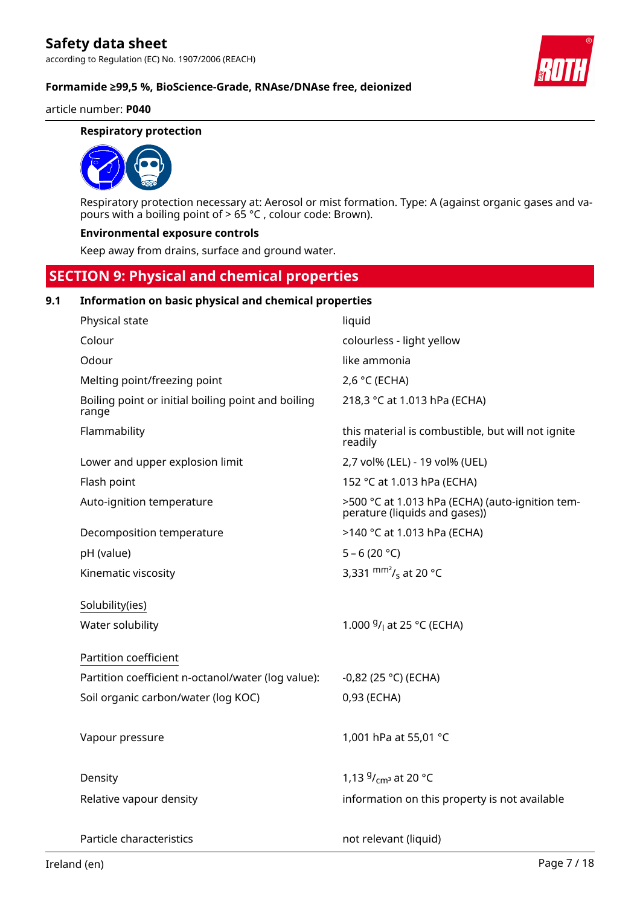#### Respiratory protection

Respiratory protection necessary at: Aerosol or mist formation. Type: A (against organic gases and vapours with a boiling point of > 65 °C , colour code: Brown).

#### Environmental exposure controls

Keep away from drains, surface and ground water.

## SECTION 9: Physical and chemical properties

### 9.1 Information on basic physical and chemical properties

| | |
|---|---|
| Physical state | liquid |
| Colour | colourless - light yellow |
| Odour | like ammonia |
| Melting point/freezing point | 2,6 °C (ECHA) |
| Boiling point or initial boiling point and boiling range | 218,3 °C at 1.013 hPa (ECHA) |
| Flammability | this material is combustible, but will not ignite readily |
| Lower and upper explosion limit | 2,7 vol% (LEL) - 19 vol% (UEL) |
| Flash point | 152 °C at 1.013 hPa (ECHA) |
| Auto-ignition temperature | >500 °C at 1.013 hPa (ECHA) (auto-ignition temperature (liquids and gases)) |
| Decomposition temperature | >140 °C at 1.013 hPa (ECHA) |
| pH (value) | 5 – 6 (20 °C) |
| Kinematic viscosity | 3,331 $^{mm^2}/_s$ at 20 °C |
| Solubility(ies) | |
| Water solubility | 1.000 $^g/_l$ at 25 °C (ECHA) |
| Partition coefficient | |
| Partition coefficient n-octanol/water (log value): | -0,82 (25 °C) (ECHA) |
| Soil organic carbon/water (log KOC) | 0,93 (ECHA) |
| Vapour pressure | 1,001 hPa at 55,01 °C |
| Density | 1,13 $^g/_{cm^3}$ at 20 °C |
| Relative vapour density | information on this property is not available |
| Particle characteristics | not relevant (liquid) |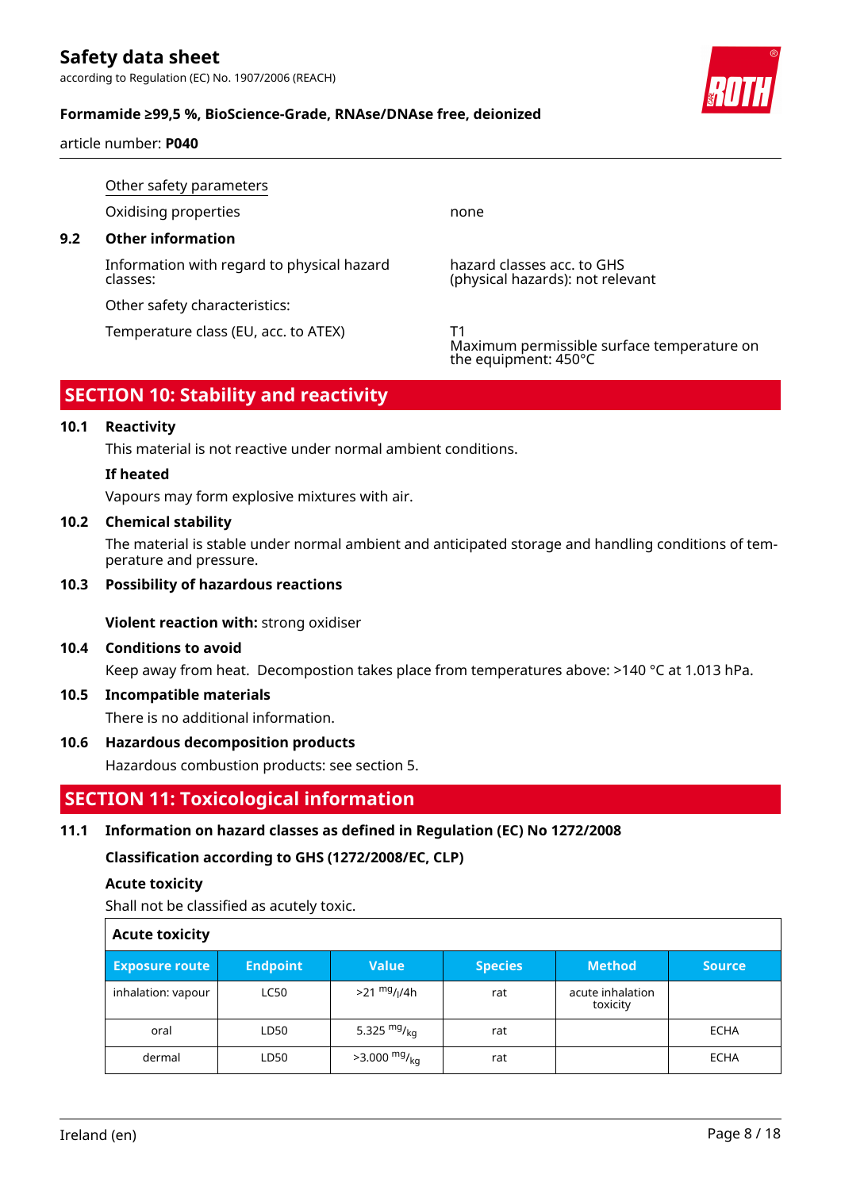Other safety parameters

| | |
|---|---|
| Oxidising properties | none |

**9.2 Other information**

| | |
|---|---|
| Information with regard to physical hazard classes: | hazard classes acc. to GHS (physical hazards): not relevant |
| Other safety characteristics: | |
| Temperature class (EU, acc. to ATEX) | T1<br>Maximum permissible surface temperature on the equipment: 450°C |

## SECTION 10: Stability and reactivity

### 10.1 Reactivity

This material is not reactive under normal ambient conditions.

**If heated**

Vapours may form explosive mixtures with air.

### 10.2 Chemical stability

The material is stable under normal ambient and anticipated storage and handling conditions of temperature and pressure.

### 10.3 Possibility of hazardous reactions

**Violent reaction with:** strong oxidiser

### 10.4 Conditions to avoid

Keep away from heat. Decompostion takes place from temperatures above: >140 °C at 1.013 hPa.

### 10.5 Incompatible materials

There is no additional information.

### 10.6 Hazardous decomposition products

Hazardous combustion products: see section 5.

## SECTION 11: Toxicological information

### 11.1 Information on hazard classes as defined in Regulation (EC) No 1272/2008

**Classification according to GHS (1272/2008/EC, CLP)**

**Acute toxicity**

Shall not be classified as acutely toxic.

**Acute toxicity**

| Exposure route | Endpoint | Value | Species | Method | Source |
|---|---|---|---|---|---|
| inhalation: vapour | LC50 | >21 $^{mg}/_{l}$/4h | rat | acute inhalation toxicity | |
| oral | LD50 | 5.325 $^{mg}/_{kg}$ | rat | | ECHA |
| dermal | LD50 | >3.000 $^{mg}/_{kg}$ | rat | | ECHA |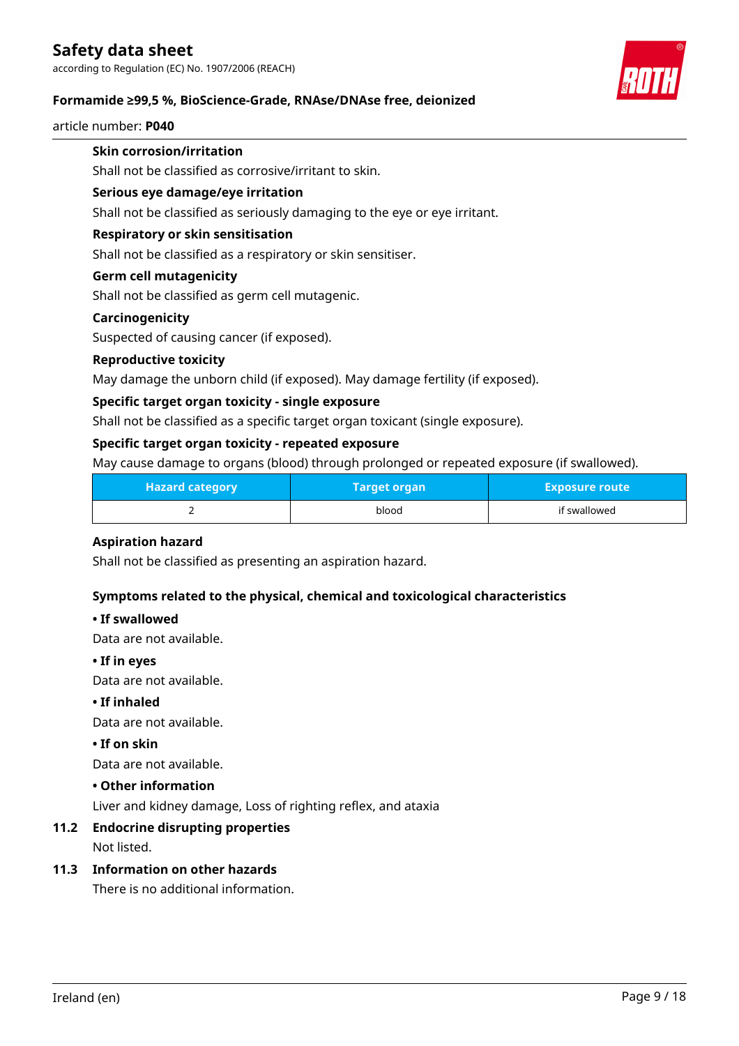#### Skin corrosion/irritation

Shall not be classified as corrosive/irritant to skin.

#### Serious eye damage/eye irritation

Shall not be classified as seriously damaging to the eye or eye irritant.

#### Respiratory or skin sensitisation

Shall not be classified as a respiratory or skin sensitiser.

#### Germ cell mutagenicity

Shall not be classified as germ cell mutagenic.

#### Carcinogenicity

Suspected of causing cancer (if exposed).

#### Reproductive toxicity

May damage the unborn child (if exposed). May damage fertility (if exposed).

#### Specific target organ toxicity - single exposure

Shall not be classified as a specific target organ toxicant (single exposure).

#### Specific target organ toxicity - repeated exposure

May cause damage to organs (blood) through prolonged or repeated exposure (if swallowed).

| Hazard category | Target organ | Exposure route |
|---|---|---|
| 2 | blood | if swallowed |

#### Aspiration hazard

Shall not be classified as presenting an aspiration hazard.

#### Symptoms related to the physical, chemical and toxicological characteristics

**• If swallowed**

Data are not available.

**• If in eyes**

Data are not available.

**• If inhaled**

Data are not available.

**• If on skin**

Data are not available.

**• Other information**

Liver and kidney damage, Loss of righting reflex, and ataxia

### 11.2 Endocrine disrupting properties

Not listed.

### 11.3 Information on other hazards

There is no additional information.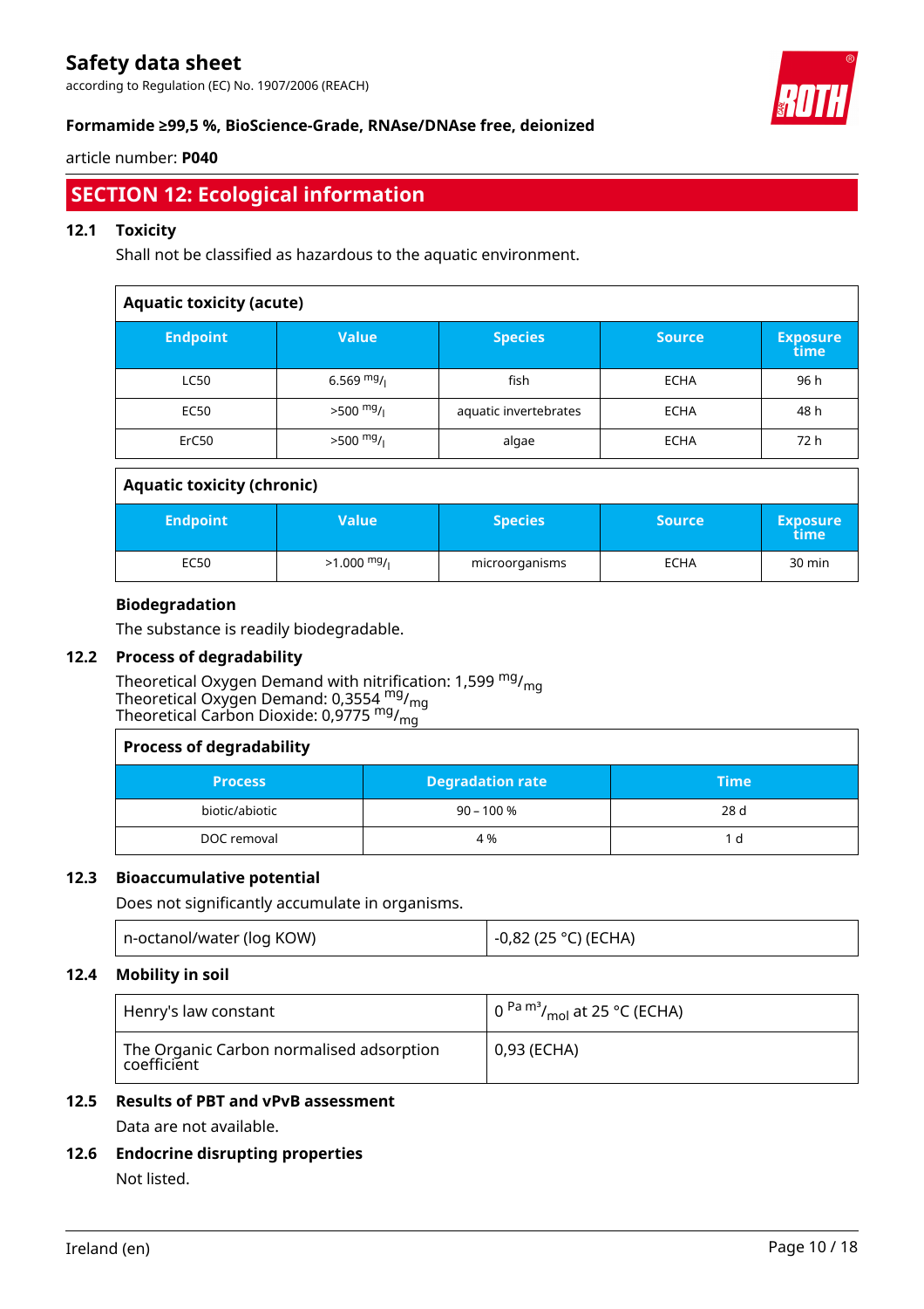## SECTION 12: Ecological information

### 12.1 Toxicity

Shall not be classified as hazardous to the aquatic environment.

**Aquatic toxicity (acute)**

| Endpoint | Value | Species | Source | Exposure time |
|---|---|---|---|---|
| LC50 | 6.569 $^{mg}/_{l}$ | fish | ECHA | 96 h |
| EC50 | >500 $^{mg}/_{l}$ | aquatic invertebrates | ECHA | 48 h |
| ErC50 | >500 $^{mg}/_{l}$ | algae | ECHA | 72 h |

**Aquatic toxicity (chronic)**

| Endpoint | Value | Species | Source | Exposure time |
|---|---|---|---|---|
| EC50 | >1.000 $^{mg}/_{l}$ | microorganisms | ECHA | 30 min |

**Biodegradation**

The substance is readily biodegradable.

### 12.2 Process of degradability

Theoretical Oxygen Demand with nitrification: 1,599 $^{mg}/_{mg}$
Theoretical Oxygen Demand: 0,3554 $^{mg}/_{mg}$
Theoretical Carbon Dioxide: 0,9775 $^{mg}/_{mg}$

**Process of degradability**

| Process | Degradation rate | Time |
|---|---|---|
| biotic/abiotic | 90 – 100 % | 28 d |
| DOC removal | 4 % | 1 d |

### 12.3 Bioaccumulative potential

Does not significantly accumulate in organisms.

| n-octanol/water (log KOW) | -0,82 (25 °C) (ECHA) |
|---|---|

### 12.4 Mobility in soil

| Henry's law constant | 0 $^{Pa\ m^3}/_{mol}$ at 25 °C (ECHA) |
|---|---|
| The Organic Carbon normalised adsorption coefficient | 0,93 (ECHA) |

### 12.5 Results of PBT and vPvB assessment

Data are not available.

### 12.6 Endocrine disrupting properties

Not listed.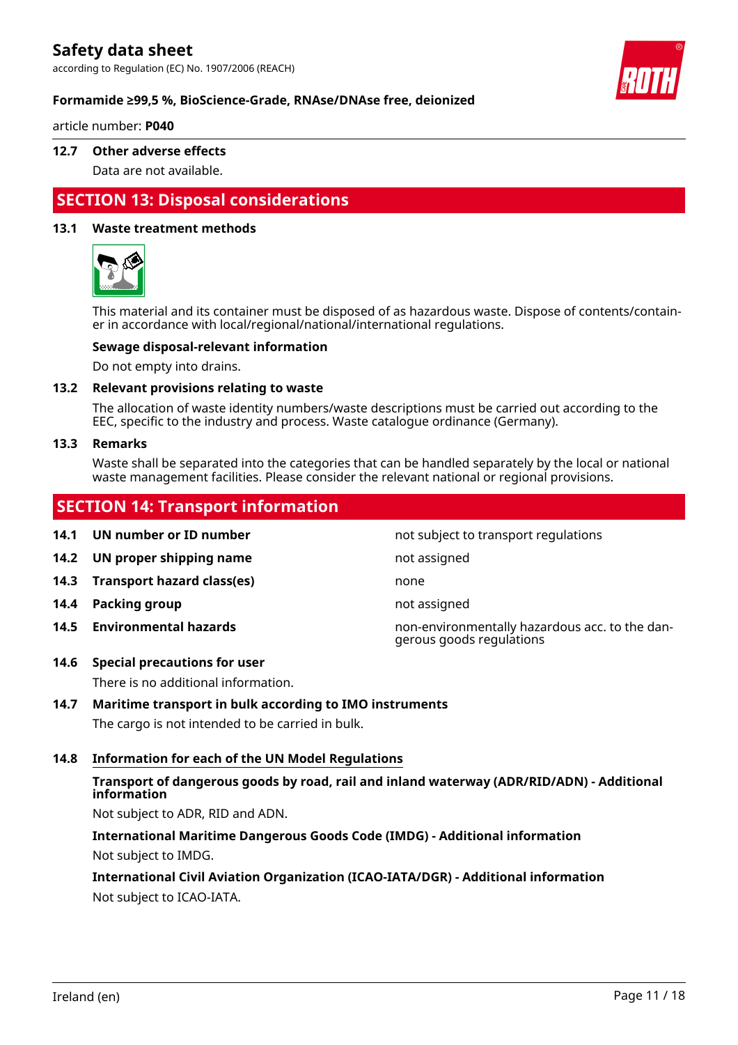### 12.7 Other adverse effects

Data are not available.

## SECTION 13: Disposal considerations

### 13.1 Waste treatment methods

This material and its container must be disposed of as hazardous waste. Dispose of contents/container in accordance with local/regional/national/international regulations.

**Sewage disposal-relevant information**

Do not empty into drains.

### 13.2 Relevant provisions relating to waste

The allocation of waste identity numbers/waste descriptions must be carried out according to the EEC, specific to the industry and process. Waste catalogue ordinance (Germany).

### 13.3 Remarks

Waste shall be separated into the categories that can be handled separately by the local or national waste management facilities. Please consider the relevant national or regional provisions.

## SECTION 14: Transport information

| | | |
|---|---|---|
| **14.1** | **UN number or ID number** | not subject to transport regulations |
| **14.2** | **UN proper shipping name** | not assigned |
| **14.3** | **Transport hazard class(es)** | none |
| **14.4** | **Packing group** | not assigned |
| **14.5** | **Environmental hazards** | non-environmentally hazardous acc. to the dangerous goods regulations |

### 14.6 Special precautions for user

There is no additional information.

### 14.7 Maritime transport in bulk according to IMO instruments

The cargo is not intended to be carried in bulk.

### 14.8 Information for each of the UN Model Regulations

**Transport of dangerous goods by road, rail and inland waterway (ADR/RID/ADN) - Additional information**

Not subject to ADR, RID and ADN.

**International Maritime Dangerous Goods Code (IMDG) - Additional information**

Not subject to IMDG.

**International Civil Aviation Organization (ICAO-IATA/DGR) - Additional information**

Not subject to ICAO-IATA.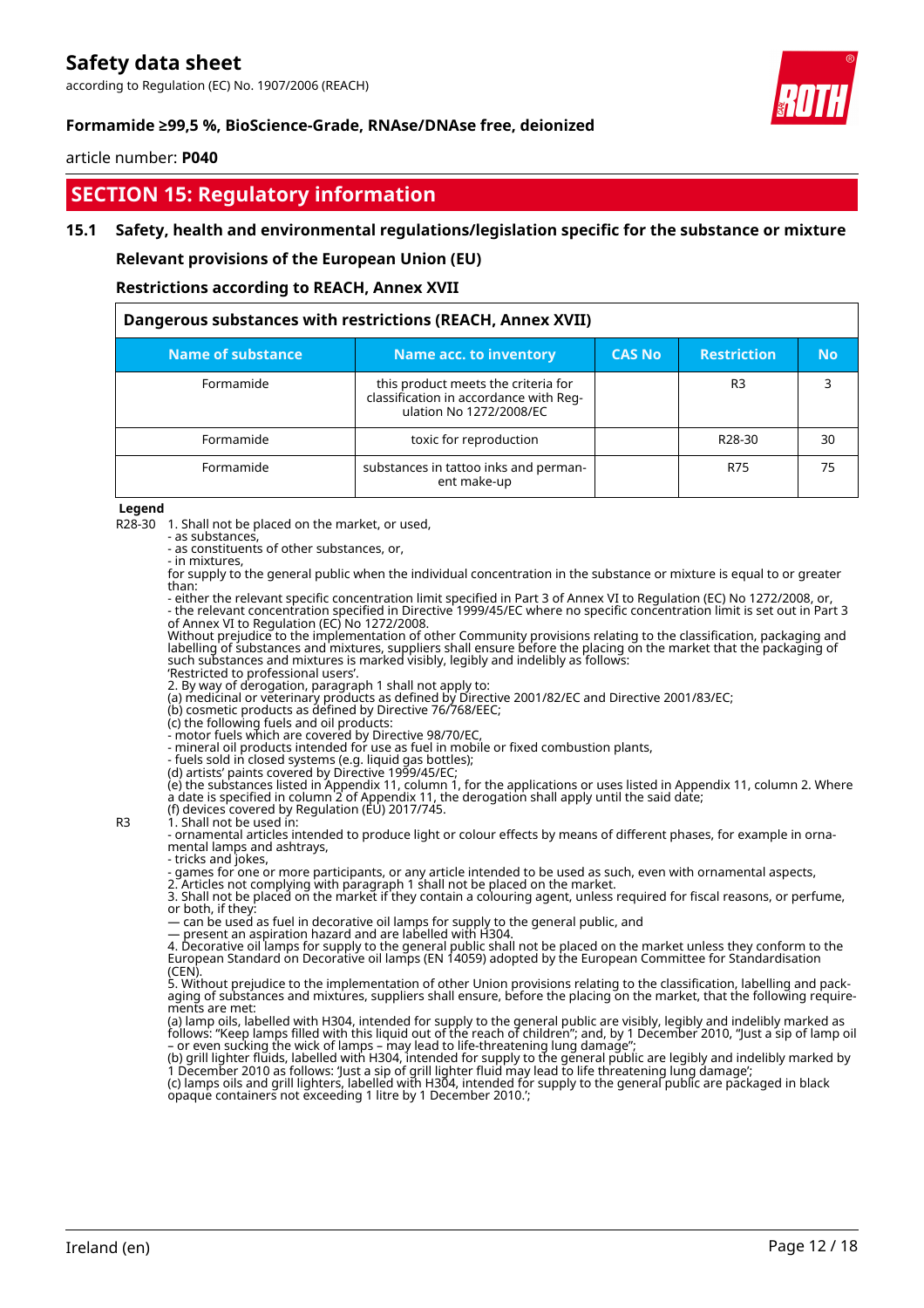# Safety data sheet

according to Regulation (EC) No. 1907/2006 (REACH)

**Formamide ≥99,5 %, BioScience-Grade, RNAse/DNAse free, deionized**

article number: **P040**

## SECTION 15: Regulatory information

### 15.1 Safety, health and environmental regulations/legislation specific for the substance or mixture

**Relevant provisions of the European Union (EU)**

**Restrictions according to REACH, Annex XVII**

**Dangerous substances with restrictions (REACH, Annex XVII)**

| Name of substance | Name acc. to inventory | CAS No | Restriction | No |
|---|---|---|---|---|
| Formamide | this product meets the criteria for classification in accordance with Regulation No 1272/2008/EC | | R3 | 3 |
| Formamide | toxic for reproduction | | R28-30 | 30 |
| Formamide | substances in tattoo inks and permanent make-up | | R75 | 75 |

**Legend**

R28-30 1. Shall not be placed on the market, or used,
- as substances,
- as constituents of other substances, or,
- in mixtures,

for supply to the general public when the individual concentration in the substance or mixture is equal to or greater than:
- either the relevant specific concentration limit specified in Part 3 of Annex VI to Regulation (EC) No 1272/2008, or,
- the relevant concentration specified in Directive 1999/45/EC where no specific concentration limit is set out in Part 3 of Annex VI to Regulation (EC) No 1272/2008.

Without prejudice to the implementation of other Community provisions relating to the classification, packaging and labelling of substances and mixtures, suppliers shall ensure before the placing on the market that the packaging of such substances and mixtures is marked visibly, legibly and indelibly as follows:
'Restricted to professional users'.
2. By way of derogation, paragraph 1 shall not apply to:
(a) medicinal or veterinary products as defined by Directive 2001/82/EC and Directive 2001/83/EC;
(b) cosmetic products as defined by Directive 76/768/EEC;
(c) the following fuels and oil products:
- motor fuels which are covered by Directive 98/70/EC,
- mineral oil products intended for use as fuel in mobile or fixed combustion plants,
- fuels sold in closed systems (e.g. liquid gas bottles);
(d) artists' paints covered by Directive 1999/45/EC;
(e) the substances listed in Appendix 11, column 1, for the applications or uses listed in Appendix 11, column 2. Where a date is specified in column 2 of Appendix 11, the derogation shall apply until the said date;
(f) devices covered by Regulation (EU) 2017/745.

R3 1. Shall not be used in:
- ornamental articles intended to produce light or colour effects by means of different phases, for example in ornamental lamps and ashtrays,
- tricks and jokes,
- games for one or more participants, or any article intended to be used as such, even with ornamental aspects,
2. Articles not complying with paragraph 1 shall not be placed on the market.
3. Shall not be placed on the market if they contain a colouring agent, unless required for fiscal reasons, or perfume, or both, if they:
— can be used as fuel in decorative oil lamps for supply to the general public, and
— present an aspiration hazard and are labelled with H304.
4. Decorative oil lamps for supply to the general public shall not be placed on the market unless they conform to the European Standard on Decorative oil lamps (EN 14059) adopted by the European Committee for Standardisation (CEN).
5. Without prejudice to the implementation of other Union provisions relating to the classification, labelling and packaging of substances and mixtures, suppliers shall ensure, before the placing on the market, that the following requirements are met:
(a) lamp oils, labelled with H304, intended for supply to the general public are visibly, legibly and indelibly marked as follows: "Keep lamps filled with this liquid out of the reach of children"; and, by 1 December 2010, "Just a sip of lamp oil – or even sucking the wick of lamps – may lead to life-threatening lung damage";
(b) grill lighter fluids, labelled with H304, intended for supply to the general public are legibly and indelibly marked by 1 December 2010 as follows: 'Just a sip of grill lighter fluid may lead to life threatening lung damage';
(c) lamps oils and grill lighters, labelled with H304, intended for supply to the general public are packaged in black opaque containers not exceeding 1 litre by 1 December 2010.';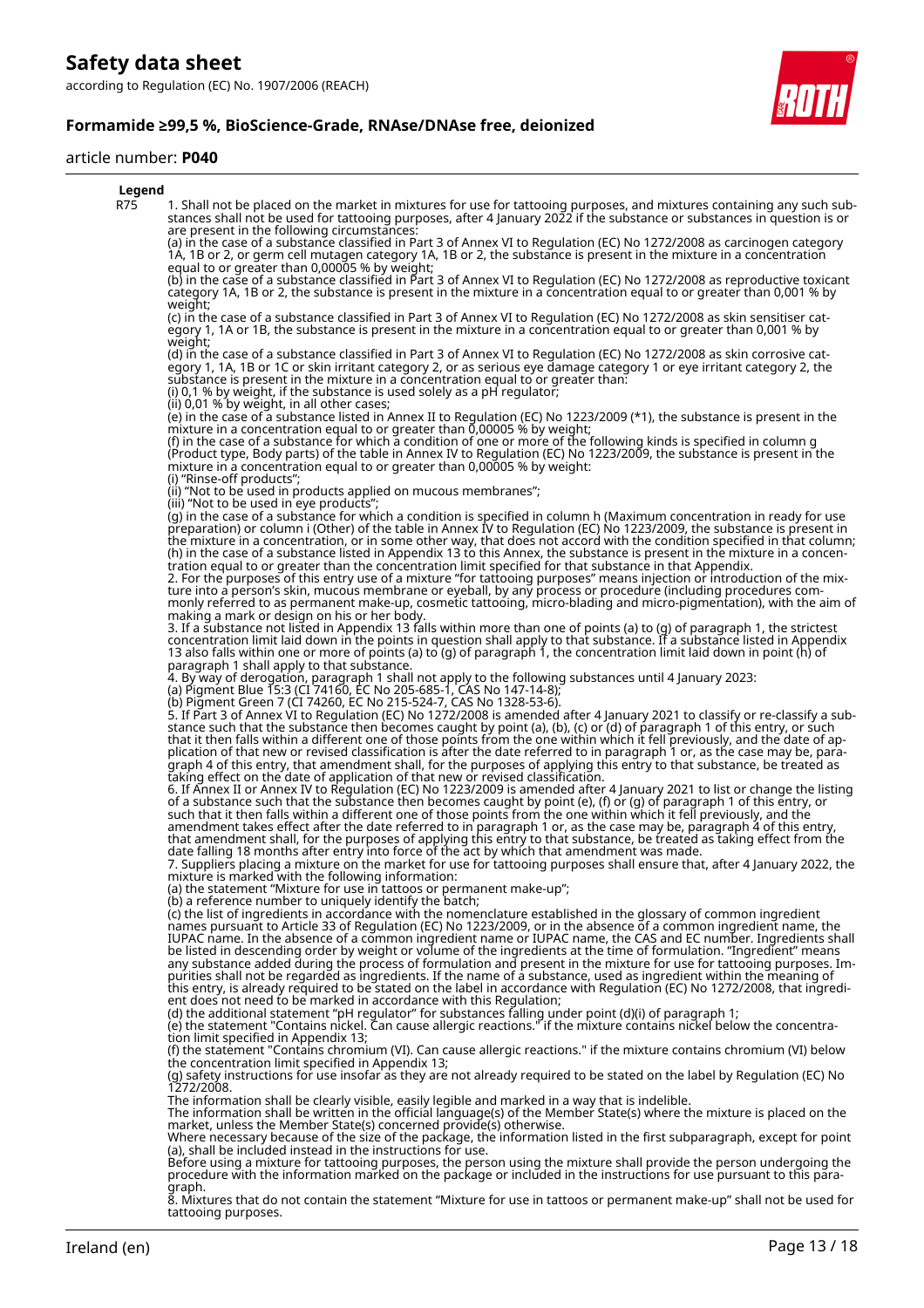**Legend**

| | |
|---|---|
| R75 | 1. Shall not be placed on the market in mixtures for use for tattooing purposes, and mixtures containing any such substances shall not be used for tattooing purposes, after 4 January 2022 if the substance or substances in question is or are present in the following circumstances:<br>(a) in the case of a substance classified in Part 3 of Annex VI to Regulation (EC) No 1272/2008 as carcinogen category 1A, 1B or 2, or germ cell mutagen category 1A, 1B or 2, the substance is present in the mixture in a concentration equal to or greater than 0,00005 % by weight;<br>(b) in the case of a substance classified in Part 3 of Annex VI to Regulation (EC) No 1272/2008 as reproductive toxicant category 1A, 1B or 2, the substance is present in the mixture in a concentration equal to or greater than 0,001 % by weight;<br>(c) in the case of a substance classified in Part 3 of Annex VI to Regulation (EC) No 1272/2008 as skin sensitiser category 1, 1A or 1B, the substance is present in the mixture in a concentration equal to or greater than 0,001 % by weight;<br>(d) in the case of a substance classified in Part 3 of Annex VI to Regulation (EC) No 1272/2008 as skin corrosive category 1, 1A, 1B or 1C or skin irritant category 2, or as serious eye damage category 1 or eye irritant category 2, the substance is present in the mixture in a concentration equal to or greater than:<br>(i) 0,1 % by weight, if the substance is used solely as a pH regulator;<br>(ii) 0,01 % by weight, in all other cases;<br>(e) in the case of a substance listed in Annex II to Regulation (EC) No 1223/2009 (*1), the substance is present in the mixture in a concentration equal to or greater than 0,00005 % by weight;<br>(f) in the case of a substance for which a condition of one or more of the following kinds is specified in column g (Product type, Body parts) of the table in Annex IV to Regulation (EC) No 1223/2009, the substance is present in the mixture in a concentration equal to or greater than 0,00005 % by weight:<br>(i) "Rinse-off products";<br>(ii) "Not to be used in products applied on mucous membranes";<br>(iii) "Not to be used in eye products";<br>(g) in the case of a substance for which a condition is specified in column h (Maximum concentration in ready for use preparation) or column i (Other) of the table in Annex IV to Regulation (EC) No 1223/2009, the substance is present in the mixture in a concentration, or in some other way, that does not accord with the condition specified in that column;<br>(h) in the case of a substance listed in Appendix 13 to this Annex, the substance is present in the mixture in a concentration equal to or greater than the concentration limit specified for that substance in that Appendix.<br>2. For the purposes of this entry use of a mixture "for tattooing purposes" means injection or introduction of the mixture into a person's skin, mucous membrane or eyeball, by any process or procedure (including procedures commonly referred to as permanent make-up, cosmetic tattooing, micro-blading and micro-pigmentation), with the aim of making a mark or design on his or her body.<br>3. If a substance not listed in Appendix 13 falls within more than one of points (a) to (g) of paragraph 1, the strictest concentration limit laid down in the points in question shall apply to that substance. If a substance listed in Appendix 13 also falls within one or more of points (a) to (g) of paragraph 1, the concentration limit laid down in point (h) of paragraph 1 shall apply to that substance.<br>4. By way of derogation, paragraph 1 shall not apply to the following substances until 4 January 2023:<br>(a) Pigment Blue 15:3 (CI 74160, EC No 205-685-1, CAS No 147-14-8);<br>(b) Pigment Green 7 (CI 74260, EC No 215-524-7, CAS No 1328-53-6).<br>5. If Part 3 of Annex VI to Regulation (EC) No 1272/2008 is amended after 4 January 2021 to classify or re-classify a substance such that the substance then becomes caught by point (a), (b), (c) or (d) of paragraph 1 of this entry, or such that it then falls within a different one of those points from the one within which it fell previously, and the date of application of that new or revised classification is after the date referred to in paragraph 1 or, as the case may be, paragraph 4 of this entry, that amendment shall, for the purposes of applying this entry to that substance, be treated as taking effect on the date of application of that new or revised classification.<br>6. If Annex II or Annex IV to Regulation (EC) No 1223/2009 is amended after 4 January 2021 to list or change the listing of a substance such that the substance then becomes caught by point (e), (f) or (g) of paragraph 1 of this entry, or such that it then falls within a different one of those points from the one within which it fell previously, and the amendment takes effect after the date referred to in paragraph 1 or, as the case may be, paragraph 4 of this entry, that amendment shall, for the purposes of applying this entry to that substance, be treated as taking effect from the date falling 18 months after entry into force of the act by which that amendment was made.<br>7. Suppliers placing a mixture on the market for use for tattooing purposes shall ensure that, after 4 January 2022, the mixture is marked with the following information:<br>(a) the statement "Mixture for use in tattoos or permanent make-up";<br>(b) a reference number to uniquely identify the batch;<br>(c) the list of ingredients in accordance with the nomenclature established in the glossary of common ingredient names pursuant to Article 33 of Regulation (EC) No 1223/2009, or in the absence of a common ingredient name, the IUPAC name. In the absence of a common ingredient name or IUPAC name, the CAS and EC number. Ingredients shall be listed in descending order by weight or volume of the ingredients at the time of formulation. "Ingredient" means any substance added during the process of formulation and present in the mixture for use for tattooing purposes. Impurities shall not be regarded as ingredients. If the name of a substance, used as ingredient within the meaning of this entry, is already required to be stated on the label in accordance with Regulation (EC) No 1272/2008, that ingredient does not need to be marked in accordance with this Regulation;<br>(d) the additional statement "pH regulator" for substances falling under point (d)(i) of paragraph 1;<br>(e) the statement "Contains nickel. Can cause allergic reactions." if the mixture contains nickel below the concentration limit specified in Appendix 13;<br>(f) the statement "Contains chromium (VI). Can cause allergic reactions." if the mixture contains chromium (VI) below the concentration limit specified in Appendix 13;<br>(g) safety instructions for use insofar as they are not already required to be stated on the label by Regulation (EC) No 1272/2008.<br>The information shall be clearly visible, easily legible and marked in a way that is indelible.<br>The information shall be written in the official language(s) of the Member State(s) where the mixture is placed on the market, unless the Member State(s) concerned provide(s) otherwise.<br>Where necessary because of the size of the package, the information listed in the first subparagraph, except for point (a), shall be included instead in the instructions for use.<br>Before using a mixture for tattooing purposes, the person using the mixture shall provide the person undergoing the procedure with the information marked on the package or included in the instructions for use pursuant to this paragraph.<br>8. Mixtures that do not contain the statement "Mixture for use in tattoos or permanent make-up" shall not be used for tattooing purposes. |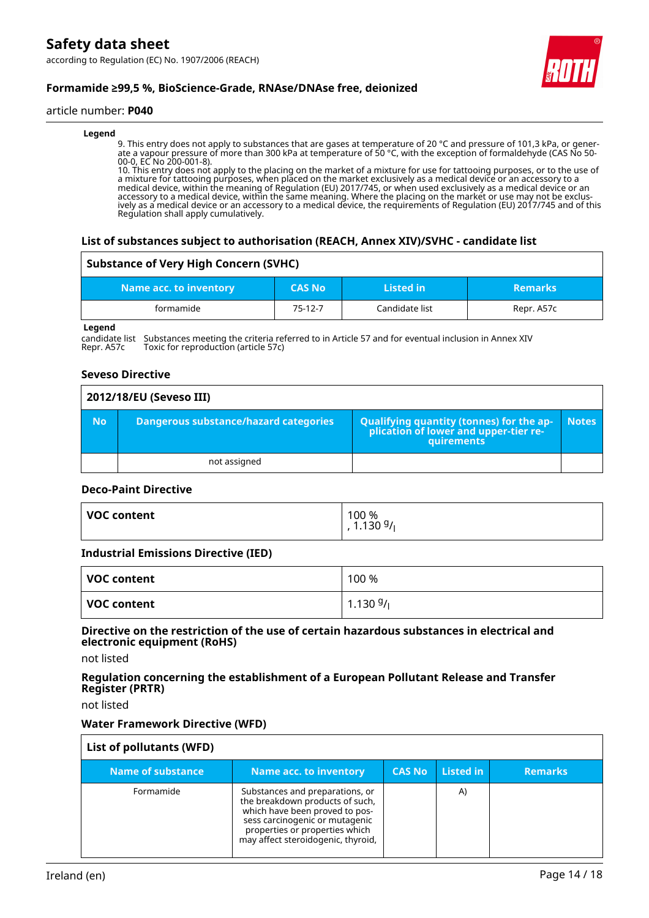**Legend**

9. This entry does not apply to substances that are gases at temperature of 20 °C and pressure of 101,3 kPa, or generate a vapour pressure of more than 300 kPa at temperature of 50 °C, with the exception of formaldehyde (CAS No 50-00-0, EC No 200-001-8).
10. This entry does not apply to the placing on the market of a mixture for use for tattooing purposes, or to the use of a mixture for tattooing purposes, when placed on the market exclusively as a medical device or an accessory to a medical device, within the meaning of Regulation (EU) 2017/745, or when used exclusively as a medical device or an accessory to a medical device, within the same meaning. Where the placing on the market or use may not be exclusively as a medical device or an accessory to a medical device, the requirements of Regulation (EU) 2017/745 and of this Regulation shall apply cumulatively.

### List of substances subject to authorisation (REACH, Annex XIV)/SVHC - candidate list

**Substance of Very High Concern (SVHC)**

| Name acc. to inventory | CAS No | Listed in | Remarks |
|---|---|---|---|
| formamide | 75-12-7 | Candidate list | Repr. A57c |

**Legend**

candidate list   Substances meeting the criteria referred to in Article 57 and for eventual inclusion in Annex XIV
Repr. A57c   Toxic for reproduction (article 57c)

### Seveso Directive

**2012/18/EU (Seveso III)**

| No | Dangerous substance/hazard categories | Qualifying quantity (tonnes) for the application of lower and upper-tier requirements | Notes |
|---|---|---|---|
| | not assigned | | |

### Deco-Paint Directive

| VOC content | 100 %<br>, 1.130 g/l |
|---|---|

### Industrial Emissions Directive (IED)

| VOC content | 100 % |
|---|---|
| VOC content | 1.130 g/l |

### Directive on the restriction of the use of certain hazardous substances in electrical and electronic equipment (RoHS)

not listed

### Regulation concerning the establishment of a European Pollutant Release and Transfer Register (PRTR)

not listed

### Water Framework Directive (WFD)

**List of pollutants (WFD)**

| Name of substance | Name acc. to inventory | CAS No | Listed in | Remarks |
|---|---|---|---|---|
| Formamide | Substances and preparations, or the breakdown products of such, which have been proved to possess carcinogenic or mutagenic properties or properties which may affect steroidogenic, thyroid, | | A) | |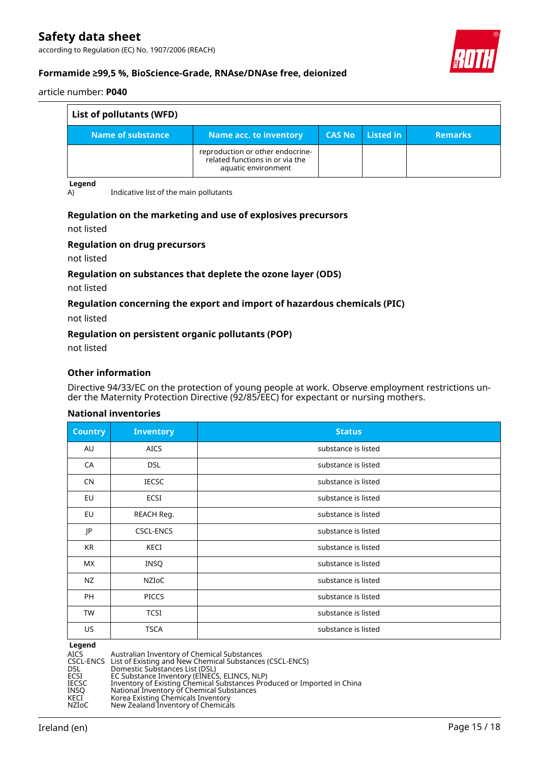| List of pollutants (WFD) | | | | |
|---|---|---|---|---|
| **Name of substance** | **Name acc. to inventory** | **CAS No** | **Listed in** | **Remarks** |
| | reproduction or other endocrine-related functions in or via the aquatic environment | | | |

**Legend**

A) Indicative list of the main pollutants

**Regulation on the marketing and use of explosives precursors**

not listed

**Regulation on drug precursors**

not listed

**Regulation on substances that deplete the ozone layer (ODS)**

not listed

**Regulation concerning the export and import of hazardous chemicals (PIC)**

not listed

**Regulation on persistent organic pollutants (POP)**

not listed

**Other information**

Directive 94/33/EC on the protection of young people at work. Observe employment restrictions under the Maternity Protection Directive (92/85/EEC) for expectant or nursing mothers.

**National inventories**

| Country | Inventory | Status |
|---|---|---|
| AU | AICS | substance is listed |
| CA | DSL | substance is listed |
| CN | IECSC | substance is listed |
| EU | ECSI | substance is listed |
| EU | REACH Reg. | substance is listed |
| JP | CSCL-ENCS | substance is listed |
| KR | KECI | substance is listed |
| MX | INSQ | substance is listed |
| NZ | NZIoC | substance is listed |
| PH | PICCS | substance is listed |
| TW | TCSI | substance is listed |
| US | TSCA | substance is listed |

**Legend**

AICS Australian Inventory of Chemical Substances
CSCL-ENCS List of Existing and New Chemical Substances (CSCL-ENCS)
DSL Domestic Substances List (DSL)
ECSI EC Substance Inventory (EINECS, ELINCS, NLP)
IECSC Inventory of Existing Chemical Substances Produced or Imported in China
INSQ National Inventory of Chemical Substances
KECI Korea Existing Chemicals Inventory
NZIoC New Zealand Inventory of Chemicals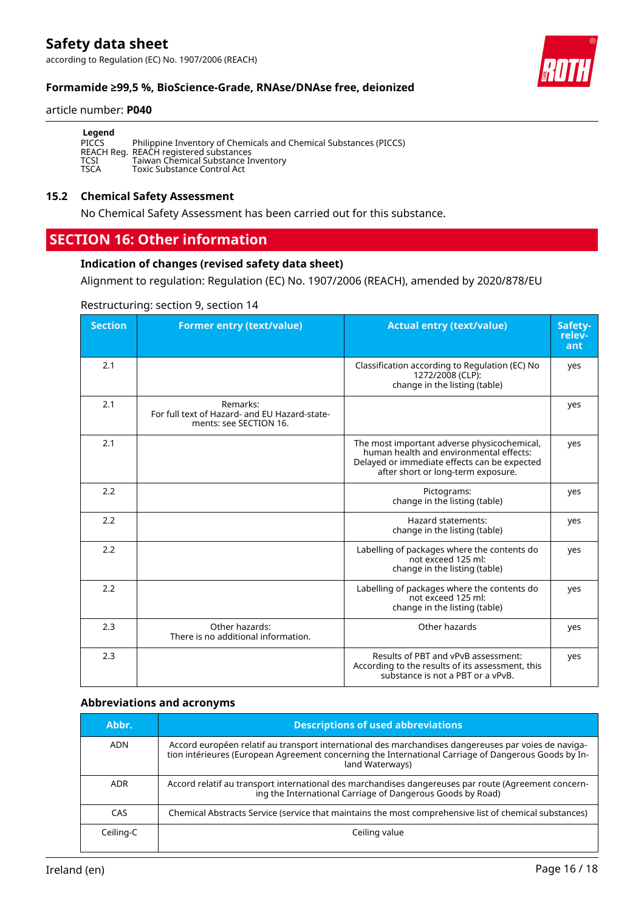**Legend**

| | |
|---|---|
| PICCS | Philippine Inventory of Chemicals and Chemical Substances (PICCS) |
| REACH Reg. | REACH registered substances |
| TCSI | Taiwan Chemical Substance Inventory |
| TSCA | Toxic Substance Control Act |

### 15.2 Chemical Safety Assessment

No Chemical Safety Assessment has been carried out for this substance.

## SECTION 16: Other information

### Indication of changes (revised safety data sheet)

Alignment to regulation: Regulation (EC) No. 1907/2006 (REACH), amended by 2020/878/EU

Restructuring: section 9, section 14

| Section | Former entry (text/value) | Actual entry (text/value) | Safety-relevant |
|---|---|---|---|
| 2.1 | | Classification according to Regulation (EC) No 1272/2008 (CLP): change in the listing (table) | yes |
| 2.1 | Remarks: For full text of Hazard- and EU Hazard-statements: see SECTION 16. | | yes |
| 2.1 | | The most important adverse physicochemical, human health and environmental effects: Delayed or immediate effects can be expected after short or long-term exposure. | yes |
| 2.2 | | Pictograms: change in the listing (table) | yes |
| 2.2 | | Hazard statements: change in the listing (table) | yes |
| 2.2 | | Labelling of packages where the contents do not exceed 125 ml: change in the listing (table) | yes |
| 2.2 | | Labelling of packages where the contents do not exceed 125 ml: change in the listing (table) | yes |
| 2.3 | Other hazards: There is no additional information. | Other hazards | yes |
| 2.3 | | Results of PBT and vPvB assessment: According to the results of its assessment, this substance is not a PBT or a vPvB. | yes |

### Abbreviations and acronyms

| Abbr. | Descriptions of used abbreviations |
|---|---|
| ADN | Accord européen relatif au transport international des marchandises dangereuses par voies de navigation intérieures (European Agreement concerning the International Carriage of Dangerous Goods by Inland Waterways) |
| ADR | Accord relatif au transport international des marchandises dangereuses par route (Agreement concerning the International Carriage of Dangerous Goods by Road) |
| CAS | Chemical Abstracts Service (service that maintains the most comprehensive list of chemical substances) |
| Ceiling-C | Ceiling value |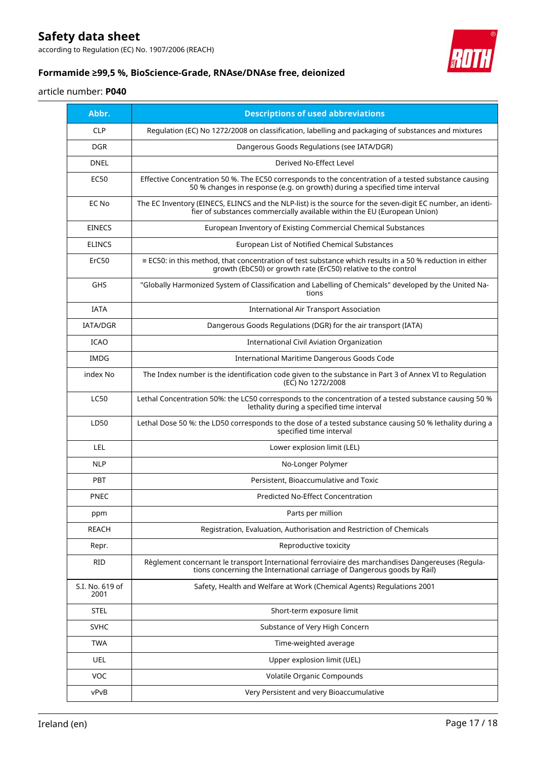| Abbr. | Descriptions of used abbreviations |
|---|---|
| CLP | Regulation (EC) No 1272/2008 on classification, labelling and packaging of substances and mixtures |
| DGR | Dangerous Goods Regulations (see IATA/DGR) |
| DNEL | Derived No-Effect Level |
| EC50 | Effective Concentration 50 %. The EC50 corresponds to the concentration of a tested substance causing 50 % changes in response (e.g. on growth) during a specified time interval |
| EC No | The EC Inventory (EINECS, ELINCS and the NLP-list) is the source for the seven-digit EC number, an identifier of substances commercially available within the EU (European Union) |
| EINECS | European Inventory of Existing Commercial Chemical Substances |
| ELINCS | European List of Notified Chemical Substances |
| ErC50 | ≡ EC50: in this method, that concentration of test substance which results in a 50 % reduction in either growth (EbC50) or growth rate (ErC50) relative to the control |
| GHS | "Globally Harmonized System of Classification and Labelling of Chemicals" developed by the United Nations |
| IATA | International Air Transport Association |
| IATA/DGR | Dangerous Goods Regulations (DGR) for the air transport (IATA) |
| ICAO | International Civil Aviation Organization |
| IMDG | International Maritime Dangerous Goods Code |
| index No | The Index number is the identification code given to the substance in Part 3 of Annex VI to Regulation (EC) No 1272/2008 |
| LC50 | Lethal Concentration 50%: the LC50 corresponds to the concentration of a tested substance causing 50 % lethality during a specified time interval |
| LD50 | Lethal Dose 50 %: the LD50 corresponds to the dose of a tested substance causing 50 % lethality during a specified time interval |
| LEL | Lower explosion limit (LEL) |
| NLP | No-Longer Polymer |
| PBT | Persistent, Bioaccumulative and Toxic |
| PNEC | Predicted No-Effect Concentration |
| ppm | Parts per million |
| REACH | Registration, Evaluation, Authorisation and Restriction of Chemicals |
| Repr. | Reproductive toxicity |
| RID | Règlement concernant le transport International ferroviaire des marchandises Dangereuses (Regulations concerning the International carriage of Dangerous goods by Rail) |
| S.I. No. 619 of 2001 | Safety, Health and Welfare at Work (Chemical Agents) Regulations 2001 |
| STEL | Short-term exposure limit |
| SVHC | Substance of Very High Concern |
| TWA | Time-weighted average |
| UEL | Upper explosion limit (UEL) |
| VOC | Volatile Organic Compounds |
| vPvB | Very Persistent and very Bioaccumulative |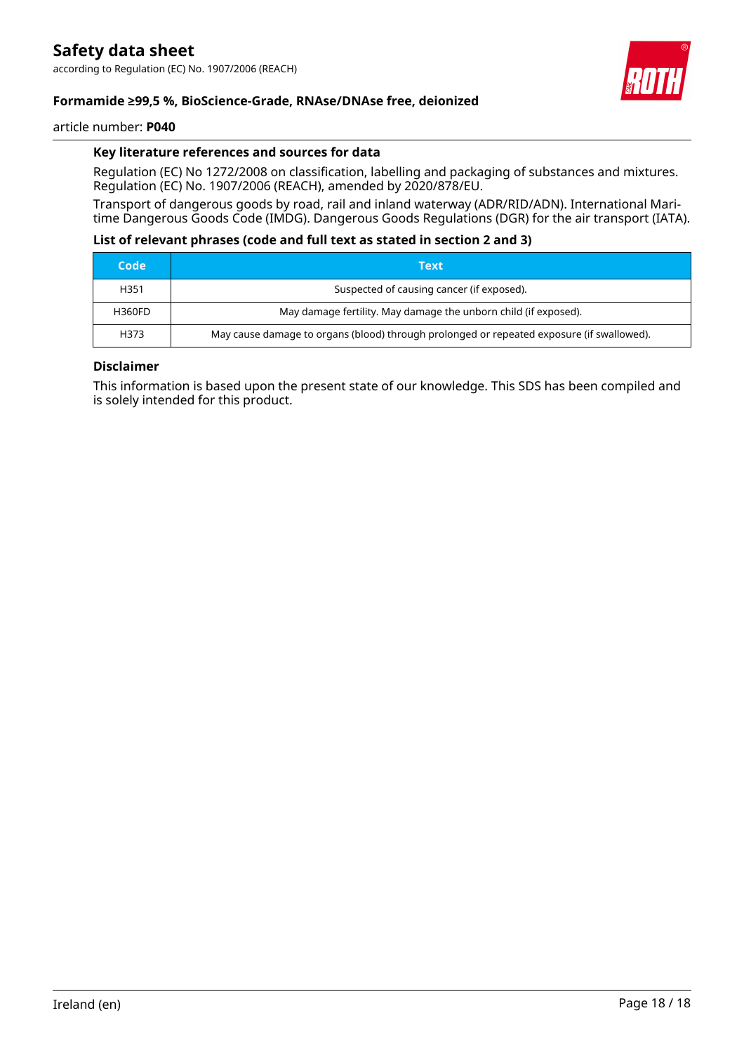### Key literature references and sources for data

Regulation (EC) No 1272/2008 on classification, labelling and packaging of substances and mixtures. Regulation (EC) No. 1907/2006 (REACH), amended by 2020/878/EU.

Transport of dangerous goods by road, rail and inland waterway (ADR/RID/ADN). International Maritime Dangerous Goods Code (IMDG). Dangerous Goods Regulations (DGR) for the air transport (IATA).

### List of relevant phrases (code and full text as stated in section 2 and 3)

| Code | Text |
| --- | --- |
| H351 | Suspected of causing cancer (if exposed). |
| H360FD | May damage fertility. May damage the unborn child (if exposed). |
| H373 | May cause damage to organs (blood) through prolonged or repeated exposure (if swallowed). |

### Disclaimer

This information is based upon the present state of our knowledge. This SDS has been compiled and is solely intended for this product.